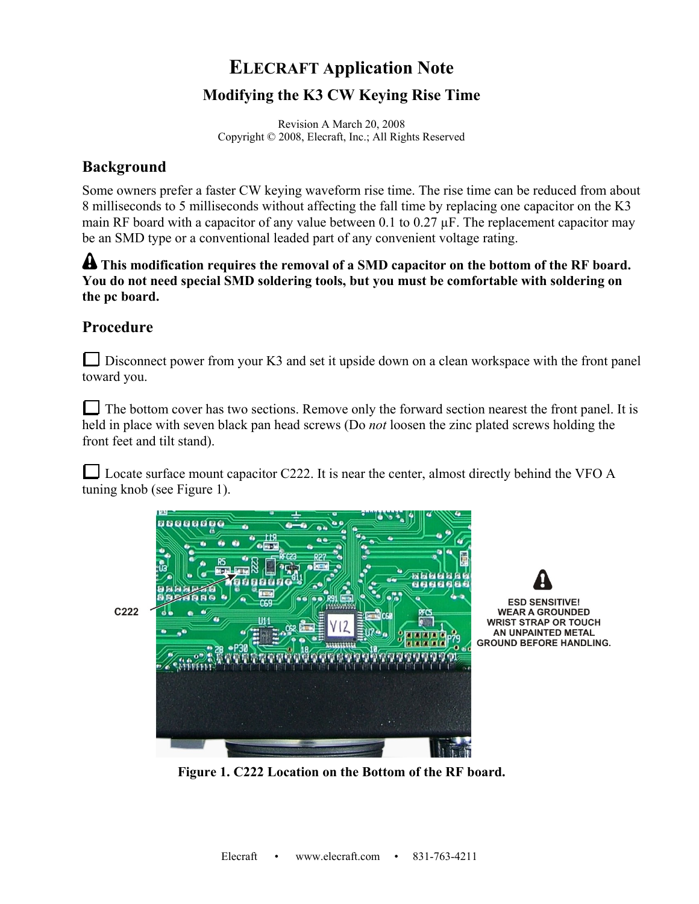# ELECRAFT Application Note

## Modifying the K3 CW Keying Rise Time

Revision A March 20, 2008
Copyright © 2008, Elecraft, Inc.; All Rights Reserved

## Background

Some owners prefer a faster CW keying waveform rise time. The rise time can be reduced from about 8 milliseconds to 5 milliseconds without affecting the fall time by replacing one capacitor on the K3 main RF board with a capacitor of any value between 0.1 to 0.27 µF. The replacement capacitor may be an SMD type or a conventional leaded part of any convenient voltage rating.

**This modification requires the removal of a SMD capacitor on the bottom of the RF board. You do not need special SMD soldering tools, but you must be comfortable with soldering on the pc board.**

## Procedure

☐ Disconnect power from your K3 and set it upside down on a clean workspace with the front panel toward you.

☐ The bottom cover has two sections. Remove only the forward section nearest the front panel. It is held in place with seven black pan head screws (Do *not* loosen the zinc plated screws holding the front feet and tilt stand).

☐ Locate surface mount capacitor C222. It is near the center, almost directly behind the VFO A tuning knob (see Figure 1).

C222

ESD SENSITIVE! WEAR A GROUNDED WRIST STRAP OR TOUCH AN UNPAINTED METAL GROUND BEFORE HANDLING.

**Figure 1. C222 Location on the Bottom of the RF board.**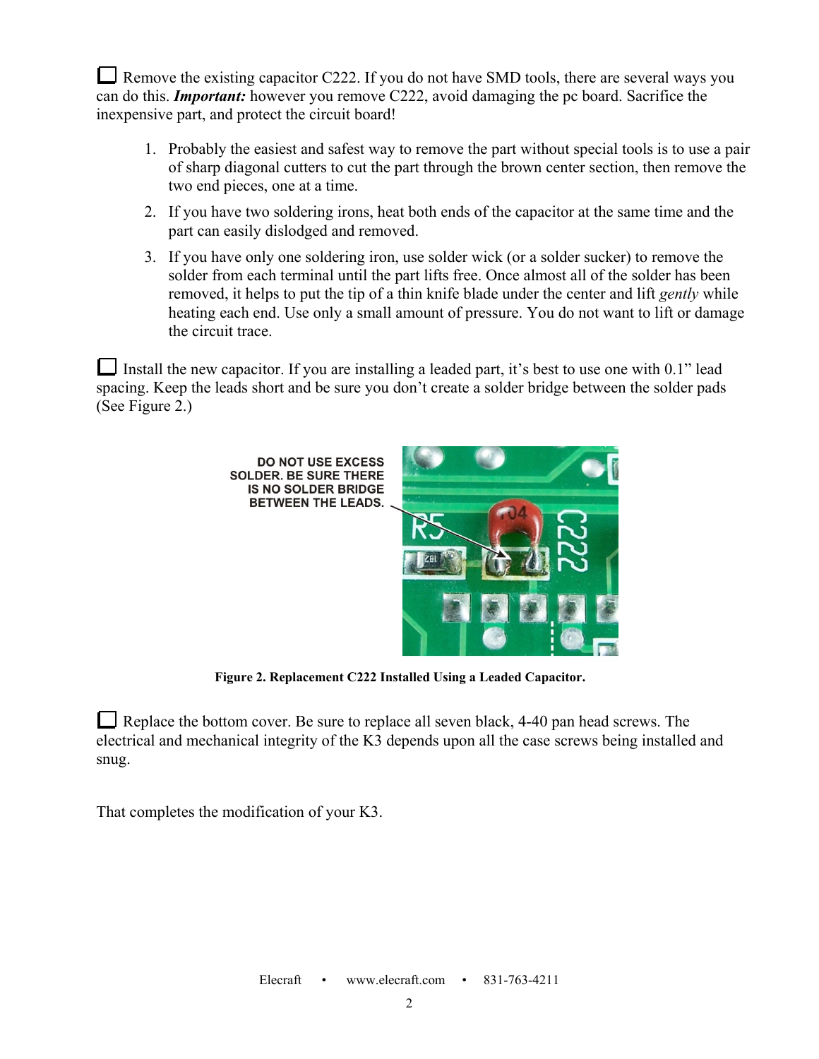☐ Remove the existing capacitor C222. If you do not have SMD tools, there are several ways you can do this. ***Important:*** however you remove C222, avoid damaging the pc board. Sacrifice the inexpensive part, and protect the circuit board!

1. Probably the easiest and safest way to remove the part without special tools is to use a pair of sharp diagonal cutters to cut the part through the brown center section, then remove the two end pieces, one at a time.
2. If you have two soldering irons, heat both ends of the capacitor at the same time and the part can easily dislodged and removed.
3. If you have only one soldering iron, use solder wick (or a solder sucker) to remove the solder from each terminal until the part lifts free. Once almost all of the solder has been removed, it helps to put the tip of a thin knife blade under the center and lift *gently* while heating each end. Use only a small amount of pressure. You do not want to lift or damage the circuit trace.

☐ Install the new capacitor. If you are installing a leaded part, it's best to use one with 0.1" lead spacing. Keep the leads short and be sure you don't create a solder bridge between the solder pads (See Figure 2.)

DO NOT USE EXCESS SOLDER. BE SURE THERE IS NO SOLDER BRIDGE BETWEEN THE LEADS.

**Figure 2. Replacement C222 Installed Using a Leaded Capacitor.**

☐ Replace the bottom cover. Be sure to replace all seven black, 4-40 pan head screws. The electrical and mechanical integrity of the K3 depends upon all the case screws being installed and snug.

That completes the modification of your K3.